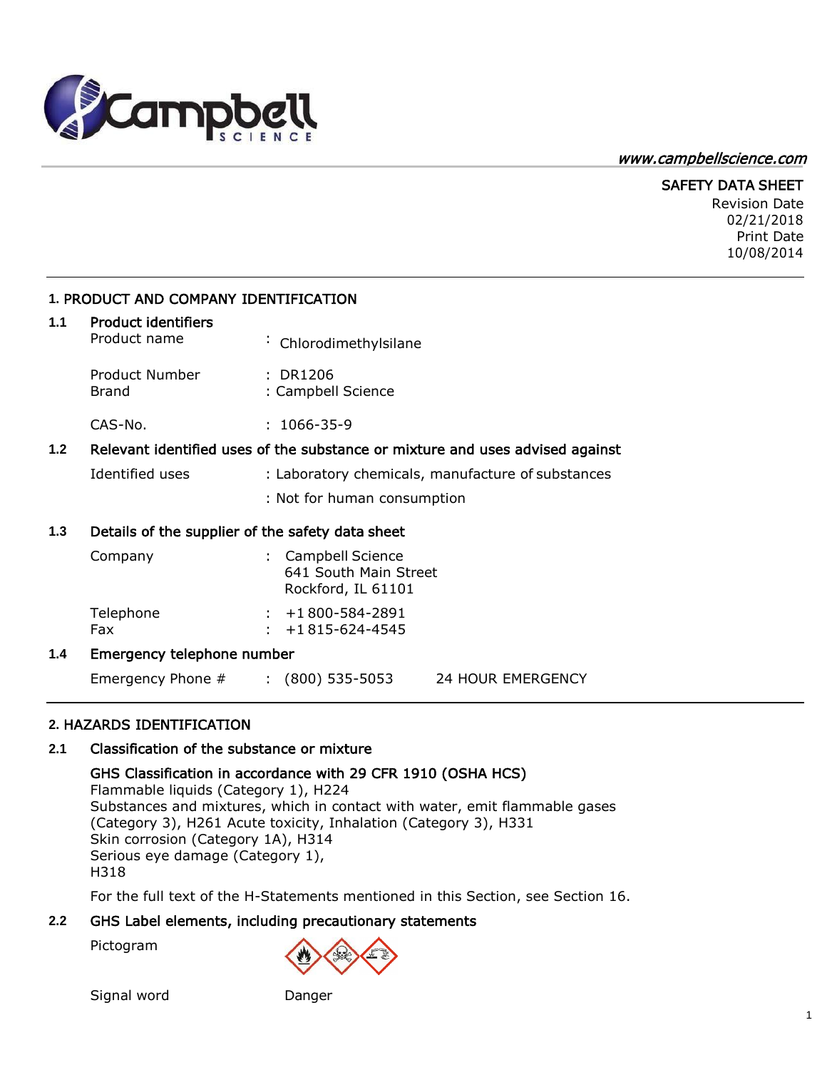www.campbellscience.com

SAFETY DATA SHEET
Revision Date
02/21/2018
Print Date
10/08/2014

## 1. PRODUCT AND COMPANY IDENTIFICATION

### 1.1 Product identifiers

Product name : Chlorodimethylsilane

Product Number : DR1206
Brand : Campbell Science

CAS-No. : 1066-35-9

### 1.2 Relevant identified uses of the substance or mixture and uses advised against

Identified uses : Laboratory chemicals, manufacture of substances

: Not for human consumption

### 1.3 Details of the supplier of the safety data sheet

Company : Campbell Science
641 South Main Street
Rockford, IL 61101

Telephone : +1 800-584-2891
Fax : +1 815-624-4545

### 1.4 Emergency telephone number

Emergency Phone # : (800) 535-5053 24 HOUR EMERGENCY

## 2. HAZARDS IDENTIFICATION

### 2.1 Classification of the substance or mixture

**GHS Classification in accordance with 29 CFR 1910 (OSHA HCS)**
Flammable liquids (Category 1), H224
Substances and mixtures, which in contact with water, emit flammable gases (Category 3), H261 Acute toxicity, Inhalation (Category 3), H331
Skin corrosion (Category 1A), H314
Serious eye damage (Category 1),
H318

For the full text of the H-Statements mentioned in this Section, see Section 16.

### 2.2 GHS Label elements, including precautionary statements

Pictogram

Signal word Danger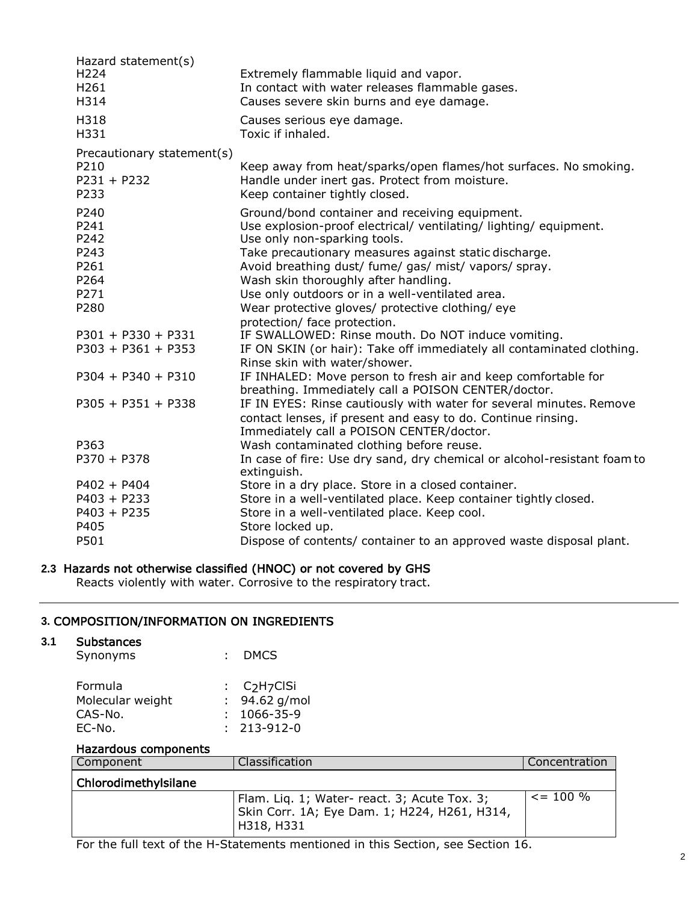Hazard statement(s)

| | |
|---|---|
| H224 | Extremely flammable liquid and vapor. |
| H261 | In contact with water releases flammable gases. |
| H314 | Causes severe skin burns and eye damage. |
| H318 | Causes serious eye damage. |
| H331 | Toxic if inhaled. |

Precautionary statement(s)

| | |
|---|---|
| P210 | Keep away from heat/sparks/open flames/hot surfaces. No smoking. |
| P231 + P232 | Handle under inert gas. Protect from moisture. |
| P233 | Keep container tightly closed. |
| P240 | Ground/bond container and receiving equipment. |
| P241 | Use explosion-proof electrical/ ventilating/ lighting/ equipment. |
| P242 | Use only non-sparking tools. |
| P243 | Take precautionary measures against static discharge. |
| P261 | Avoid breathing dust/ fume/ gas/ mist/ vapors/ spray. |
| P264 | Wash skin thoroughly after handling. |
| P271 | Use only outdoors or in a well-ventilated area. |
| P280 | Wear protective gloves/ protective clothing/ eye protection/ face protection. |
| P301 + P330 + P331 | IF SWALLOWED: Rinse mouth. Do NOT induce vomiting. |
| P303 + P361 + P353 | IF ON SKIN (or hair): Take off immediately all contaminated clothing. Rinse skin with water/shower. |
| P304 + P340 + P310 | IF INHALED: Move person to fresh air and keep comfortable for breathing. Immediately call a POISON CENTER/doctor. |
| P305 + P351 + P338 | IF IN EYES: Rinse cautiously with water for several minutes. Remove contact lenses, if present and easy to do. Continue rinsing. Immediately call a POISON CENTER/doctor. |
| P363 | Wash contaminated clothing before reuse. |
| P370 + P378 | In case of fire: Use dry sand, dry chemical or alcohol-resistant foam to extinguish. |
| P402 + P404 | Store in a dry place. Store in a closed container. |
| P403 + P233 | Store in a well-ventilated place. Keep container tightly closed. |
| P403 + P235 | Store in a well-ventilated place. Keep cool. |
| P405 | Store locked up. |
| P501 | Dispose of contents/ container to an approved waste disposal plant. |

### 2.3 Hazards not otherwise classified (HNOC) or not covered by GHS

Reacts violently with water. Corrosive to the respiratory tract.

## 3. COMPOSITION/INFORMATION ON INGREDIENTS

### 3.1 Substances

Synonyms : DMCS

Formula : $C_2H_7ClSi$
Molecular weight : 94.62 g/mol
CAS-No. : 1066-35-9
EC-No. : 213-912-0

**Hazardous components**

| Component | Classification | Concentration |
|---|---|---|
| **Chlorodimethylsilane** | | |
| | Flam. Liq. 1; Water- react. 3; Acute Tox. 3; Skin Corr. 1A; Eye Dam. 1; H224, H261, H314, H318, H331 | <= 100 % |

For the full text of the H-Statements mentioned in this Section, see Section 16.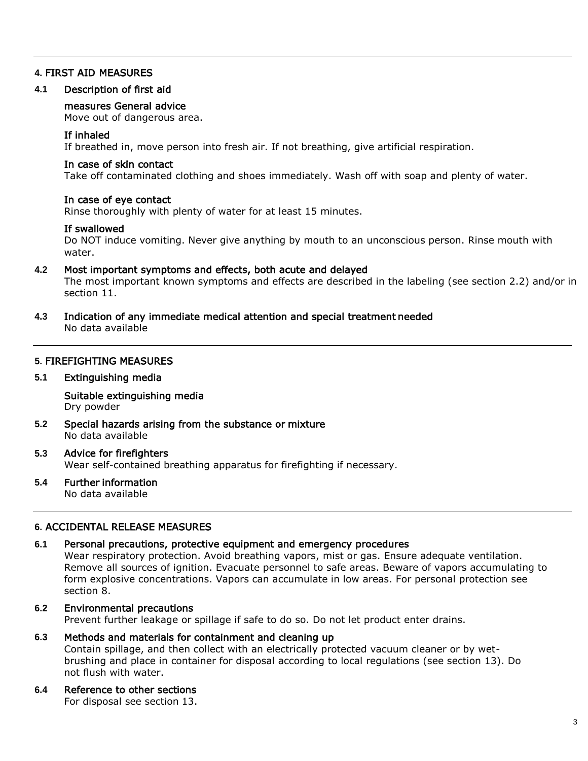## 4. FIRST AID MEASURES

### 4.1 Description of first aid

**measures General advice**

Move out of dangerous area.

**If inhaled**

If breathed in, move person into fresh air. If not breathing, give artificial respiration.

**In case of skin contact**

Take off contaminated clothing and shoes immediately. Wash off with soap and plenty of water.

**In case of eye contact**

Rinse thoroughly with plenty of water for at least 15 minutes.

**If swallowed**

Do NOT induce vomiting. Never give anything by mouth to an unconscious person. Rinse mouth with water.

### 4.2 Most important symptoms and effects, both acute and delayed

The most important known symptoms and effects are described in the labeling (see section 2.2) and/or in section 11.

### 4.3 Indication of any immediate medical attention and special treatment needed

No data available

## 5. FIREFIGHTING MEASURES

### 5.1 Extinguishing media

**Suitable extinguishing media**

Dry powder

### 5.2 Special hazards arising from the substance or mixture

No data available

### 5.3 Advice for firefighters

Wear self-contained breathing apparatus for firefighting if necessary.

### 5.4 Further information

No data available

## 6. ACCIDENTAL RELEASE MEASURES

### 6.1 Personal precautions, protective equipment and emergency procedures

Wear respiratory protection. Avoid breathing vapors, mist or gas. Ensure adequate ventilation. Remove all sources of ignition. Evacuate personnel to safe areas. Beware of vapors accumulating to form explosive concentrations. Vapors can accumulate in low areas. For personal protection see section 8.

### 6.2 Environmental precautions

Prevent further leakage or spillage if safe to do so. Do not let product enter drains.

### 6.3 Methods and materials for containment and cleaning up

Contain spillage, and then collect with an electrically protected vacuum cleaner or by wet-brushing and place in container for disposal according to local regulations (see section 13). Do not flush with water.

### 6.4 Reference to other sections

For disposal see section 13.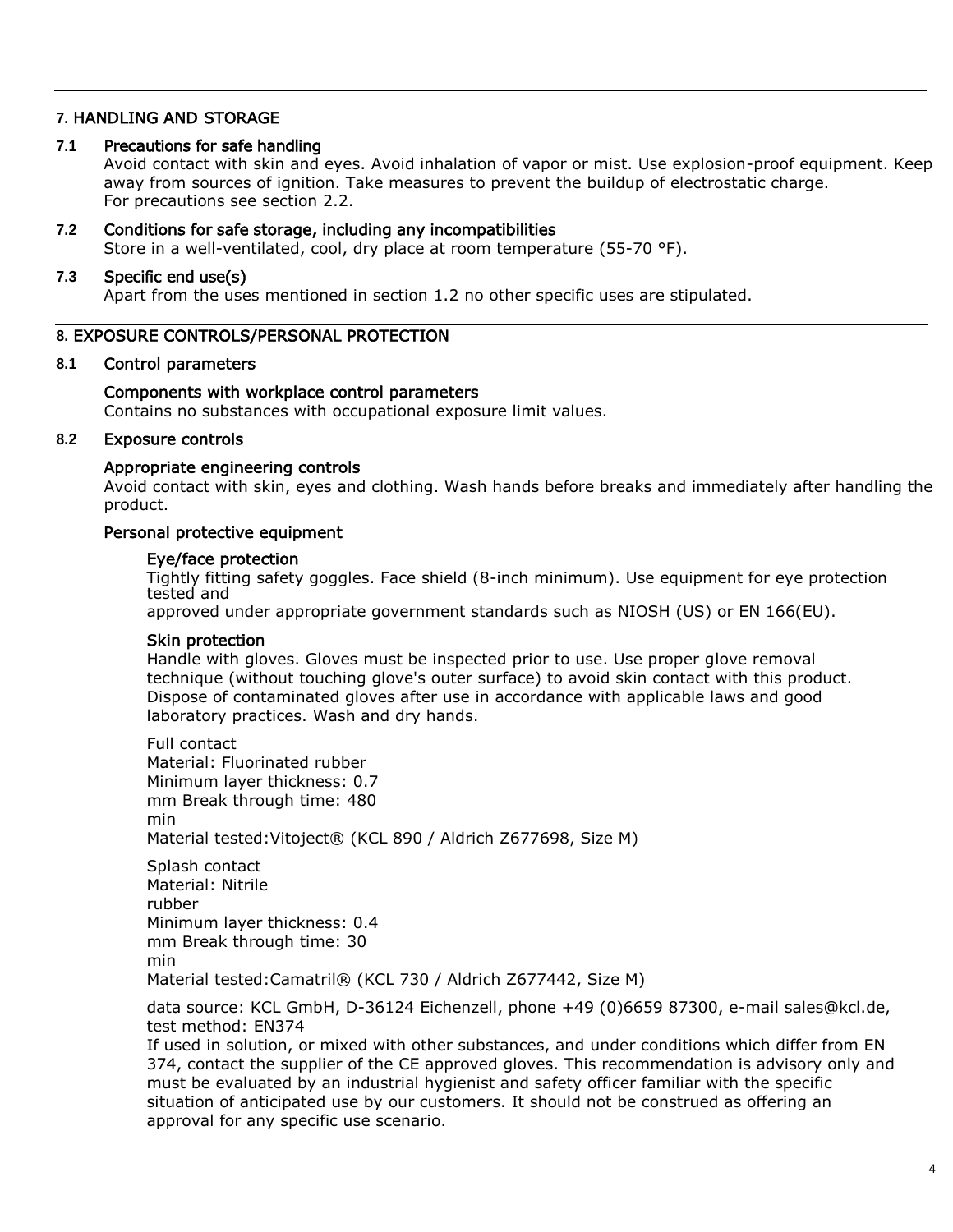## 7. HANDLING AND STORAGE

### 7.1 Precautions for safe handling

Avoid contact with skin and eyes. Avoid inhalation of vapor or mist. Use explosion-proof equipment. Keep away from sources of ignition. Take measures to prevent the buildup of electrostatic charge.
For precautions see section 2.2.

### 7.2 Conditions for safe storage, including any incompatibilities

Store in a well-ventilated, cool, dry place at room temperature (55-70 °F).

### 7.3 Specific end use(s)

Apart from the uses mentioned in section 1.2 no other specific uses are stipulated.

## 8. EXPOSURE CONTROLS/PERSONAL PROTECTION

### 8.1 Control parameters

#### Components with workplace control parameters

Contains no substances with occupational exposure limit values.

### 8.2 Exposure controls

#### Appropriate engineering controls

Avoid contact with skin, eyes and clothing. Wash hands before breaks and immediately after handling the product.

#### Personal protective equipment

##### Eye/face protection

Tightly fitting safety goggles. Face shield (8-inch minimum). Use equipment for eye protection tested and
approved under appropriate government standards such as NIOSH (US) or EN 166(EU).

##### Skin protection

Handle with gloves. Gloves must be inspected prior to use. Use proper glove removal technique (without touching glove's outer surface) to avoid skin contact with this product. Dispose of contaminated gloves after use in accordance with applicable laws and good laboratory practices. Wash and dry hands.

Full contact
Material: Fluorinated rubber
Minimum layer thickness: 0.7 mm Break through time: 480 min
Material tested:Vitoject® (KCL 890 / Aldrich Z677698, Size M)

Splash contact
Material: Nitrile rubber
Minimum layer thickness: 0.4 mm Break through time: 30 min
Material tested:Camatril® (KCL 730 / Aldrich Z677442, Size M)

data source: KCL GmbH, D-36124 Eichenzell, phone +49 (0)6659 87300, e-mail sales@kcl.de, test method: EN374
If used in solution, or mixed with other substances, and under conditions which differ from EN 374, contact the supplier of the CE approved gloves. This recommendation is advisory only and must be evaluated by an industrial hygienist and safety officer familiar with the specific situation of anticipated use by our customers. It should not be construed as offering an approval for any specific use scenario.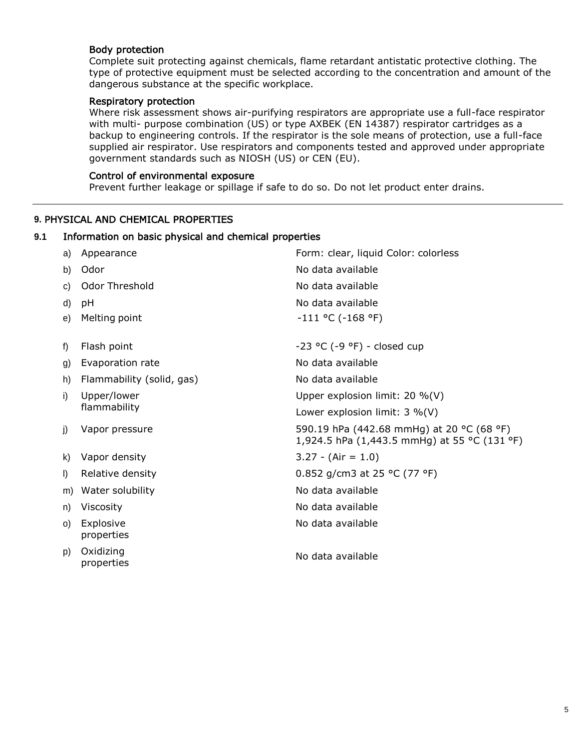### Body protection

Complete suit protecting against chemicals, flame retardant antistatic protective clothing. The type of protective equipment must be selected according to the concentration and amount of the dangerous substance at the specific workplace.

### Respiratory protection

Where risk assessment shows air-purifying respirators are appropriate use a full-face respirator with multi- purpose combination (US) or type AXBEK (EN 14387) respirator cartridges as a backup to engineering controls. If the respirator is the sole means of protection, use a full-face supplied air respirator. Use respirators and components tested and approved under appropriate government standards such as NIOSH (US) or CEN (EU).

### Control of environmental exposure

Prevent further leakage or spillage if safe to do so. Do not let product enter drains.

---

## 9. PHYSICAL AND CHEMICAL PROPERTIES

### 9.1 Information on basic physical and chemical properties

| | Property | Value |
|---|---|---|
| a) | Appearance | Form: clear, liquid Color: colorless |
| b) | Odor | No data available |
| c) | Odor Threshold | No data available |
| d) | pH | No data available |
| e) | Melting point | -111 °C (-168 °F) |
| f) | Flash point | -23 °C (-9 °F) - closed cup |
| g) | Evaporation rate | No data available |
| h) | Flammability (solid, gas) | No data available |
| i) | Upper/lower flammability | Upper explosion limit: 20 %(V)<br>Lower explosion limit: 3 %(V) |
| j) | Vapor pressure | 590.19 hPa (442.68 mmHg) at 20 °C (68 °F)<br>1,924.5 hPa (1,443.5 mmHg) at 55 °C (131 °F) |
| k) | Vapor density | 3.27 - (Air = 1.0) |
| l) | Relative density | 0.852 g/cm3 at 25 °C (77 °F) |
| m) | Water solubility | No data available |
| n) | Viscosity | No data available |
| o) | Explosive properties | No data available |
| p) | Oxidizing properties | No data available |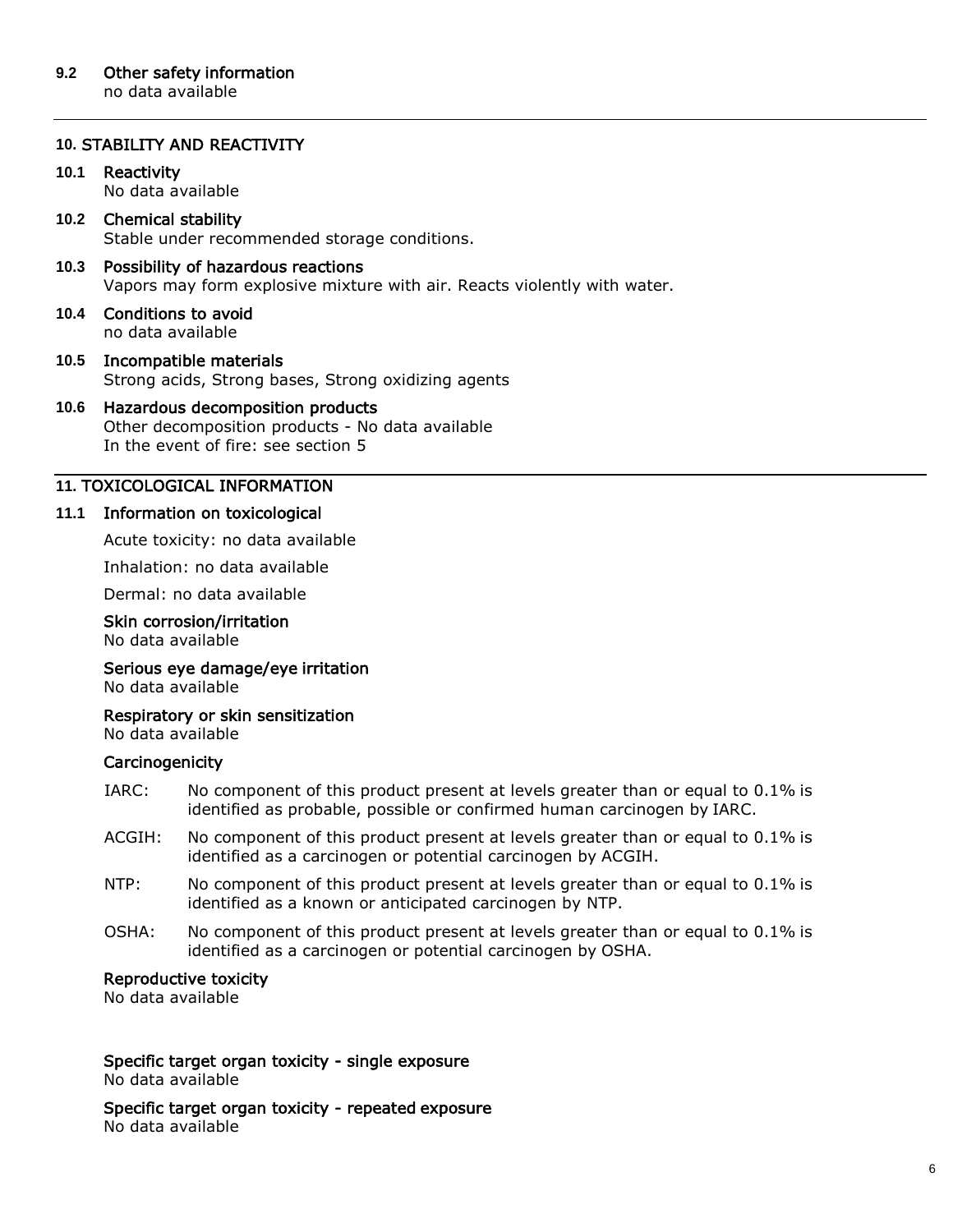### 9.2 Other safety information

no data available

## 10. STABILITY AND REACTIVITY

### 10.1 Reactivity

No data available

### 10.2 Chemical stability

Stable under recommended storage conditions.

### 10.3 Possibility of hazardous reactions

Vapors may form explosive mixture with air. Reacts violently with water.

### 10.4 Conditions to avoid

no data available

### 10.5 Incompatible materials

Strong acids, Strong bases, Strong oxidizing agents

### 10.6 Hazardous decomposition products

Other decomposition products - No data available
In the event of fire: see section 5

## 11. TOXICOLOGICAL INFORMATION

### 11.1 Information on toxicological

Acute toxicity: no data available

Inhalation: no data available

Dermal: no data available

**Skin corrosion/irritation**
No data available

**Serious eye damage/eye irritation**
No data available

**Respiratory or skin sensitization**
No data available

**Carcinogenicity**

IARC: No component of this product present at levels greater than or equal to 0.1% is identified as probable, possible or confirmed human carcinogen by IARC.

ACGIH: No component of this product present at levels greater than or equal to 0.1% is identified as a carcinogen or potential carcinogen by ACGIH.

NTP: No component of this product present at levels greater than or equal to 0.1% is identified as a known or anticipated carcinogen by NTP.

OSHA: No component of this product present at levels greater than or equal to 0.1% is identified as a carcinogen or potential carcinogen by OSHA.

**Reproductive toxicity**
No data available

**Specific target organ toxicity - single exposure**
No data available

**Specific target organ toxicity - repeated exposure**
No data available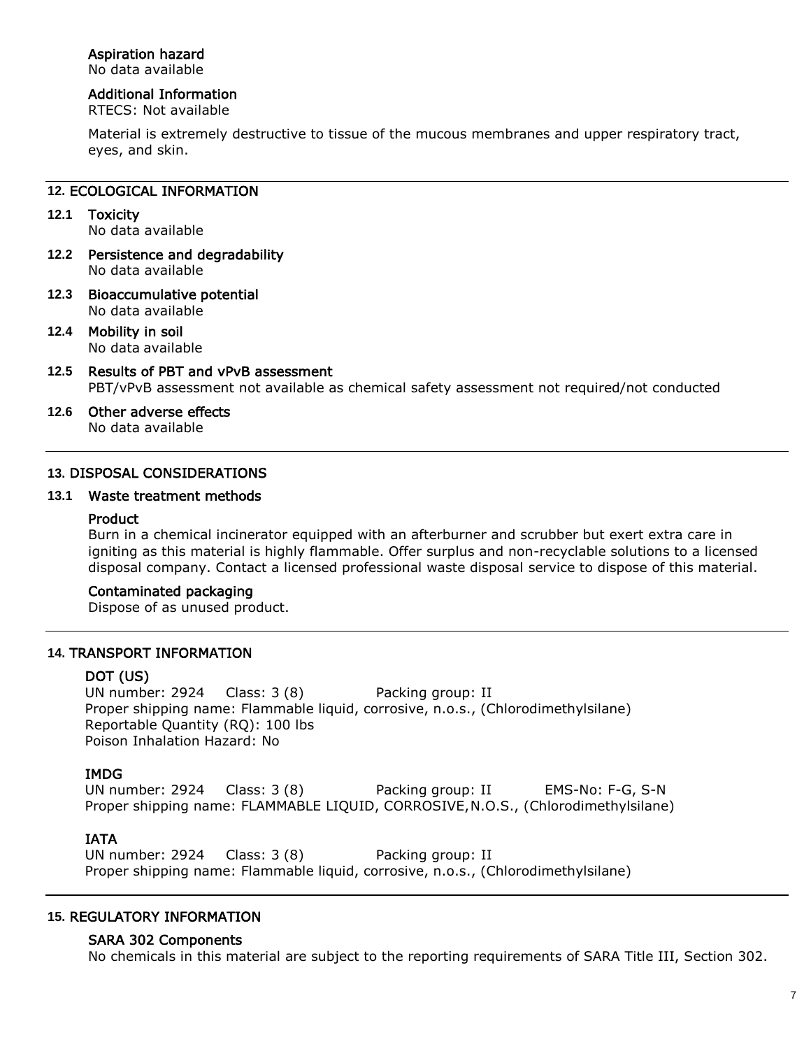#### Aspiration hazard
No data available

#### Additional Information
RTECS: Not available

Material is extremely destructive to tissue of the mucous membranes and upper respiratory tract, eyes, and skin.

## 12. ECOLOGICAL INFORMATION

### 12.1 Toxicity
No data available

### 12.2 Persistence and degradability
No data available

### 12.3 Bioaccumulative potential
No data available

### 12.4 Mobility in soil
No data available

### 12.5 Results of PBT and vPvB assessment
PBT/vPvB assessment not available as chemical safety assessment not required/not conducted

### 12.6 Other adverse effects
No data available

## 13. DISPOSAL CONSIDERATIONS

### 13.1 Waste treatment methods

#### Product
Burn in a chemical incinerator equipped with an afterburner and scrubber but exert extra care in igniting as this material is highly flammable. Offer surplus and non-recyclable solutions to a licensed disposal company. Contact a licensed professional waste disposal service to dispose of this material.

#### Contaminated packaging
Dispose of as unused product.

## 14. TRANSPORT INFORMATION

#### DOT (US)
UN number: 2924 Class: 3 (8) Packing group: II
Proper shipping name: Flammable liquid, corrosive, n.o.s., (Chlorodimethylsilane)
Reportable Quantity (RQ): 100 lbs
Poison Inhalation Hazard: No

#### IMDG
UN number: 2924 Class: 3 (8) Packing group: II EMS-No: F-G, S-N
Proper shipping name: FLAMMABLE LIQUID, CORROSIVE,N.O.S., (Chlorodimethylsilane)

#### IATA
UN number: 2924 Class: 3 (8) Packing group: II
Proper shipping name: Flammable liquid, corrosive, n.o.s., (Chlorodimethylsilane)

## 15. REGULATORY INFORMATION

#### SARA 302 Components
No chemicals in this material are subject to the reporting requirements of SARA Title III, Section 302.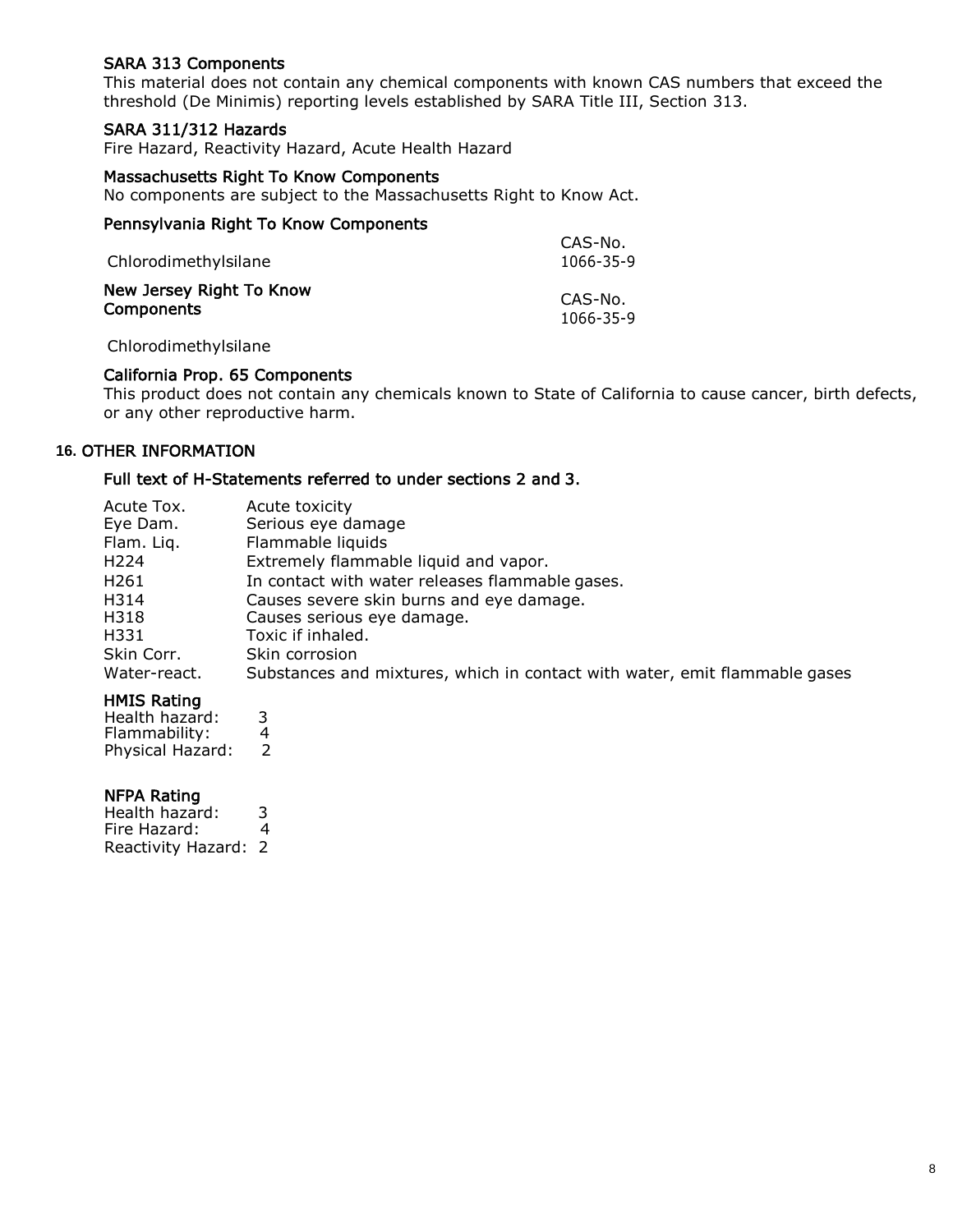### SARA 313 Components

This material does not contain any chemical components with known CAS numbers that exceed the threshold (De Minimis) reporting levels established by SARA Title III, Section 313.

### SARA 311/312 Hazards

Fire Hazard, Reactivity Hazard, Acute Health Hazard

### Massachusetts Right To Know Components

No components are subject to the Massachusetts Right to Know Act.

### Pennsylvania Right To Know Components

| | CAS-No. |
|---|---|
| Chlorodimethylsilane | 1066-35-9 |

### New Jersey Right To Know Components

| | CAS-No. |
|---|---|
| Chlorodimethylsilane | 1066-35-9 |

### California Prop. 65 Components

This product does not contain any chemicals known to State of California to cause cancer, birth defects, or any other reproductive harm.

## 16. OTHER INFORMATION

### Full text of H-Statements referred to under sections 2 and 3.

| | |
|---|---|
| Acute Tox. | Acute toxicity |
| Eye Dam. | Serious eye damage |
| Flam. Liq. | Flammable liquids |
| H224 | Extremely flammable liquid and vapor. |
| H261 | In contact with water releases flammable gases. |
| H314 | Causes severe skin burns and eye damage. |
| H318 | Causes serious eye damage. |
| H331 | Toxic if inhaled. |
| Skin Corr. | Skin corrosion |
| Water-react. | Substances and mixtures, which in contact with water, emit flammable gases |

### HMIS Rating

Health hazard: 3
Flammability: 4
Physical Hazard: 2

### NFPA Rating

Health hazard: 3
Fire Hazard: 4
Reactivity Hazard: 2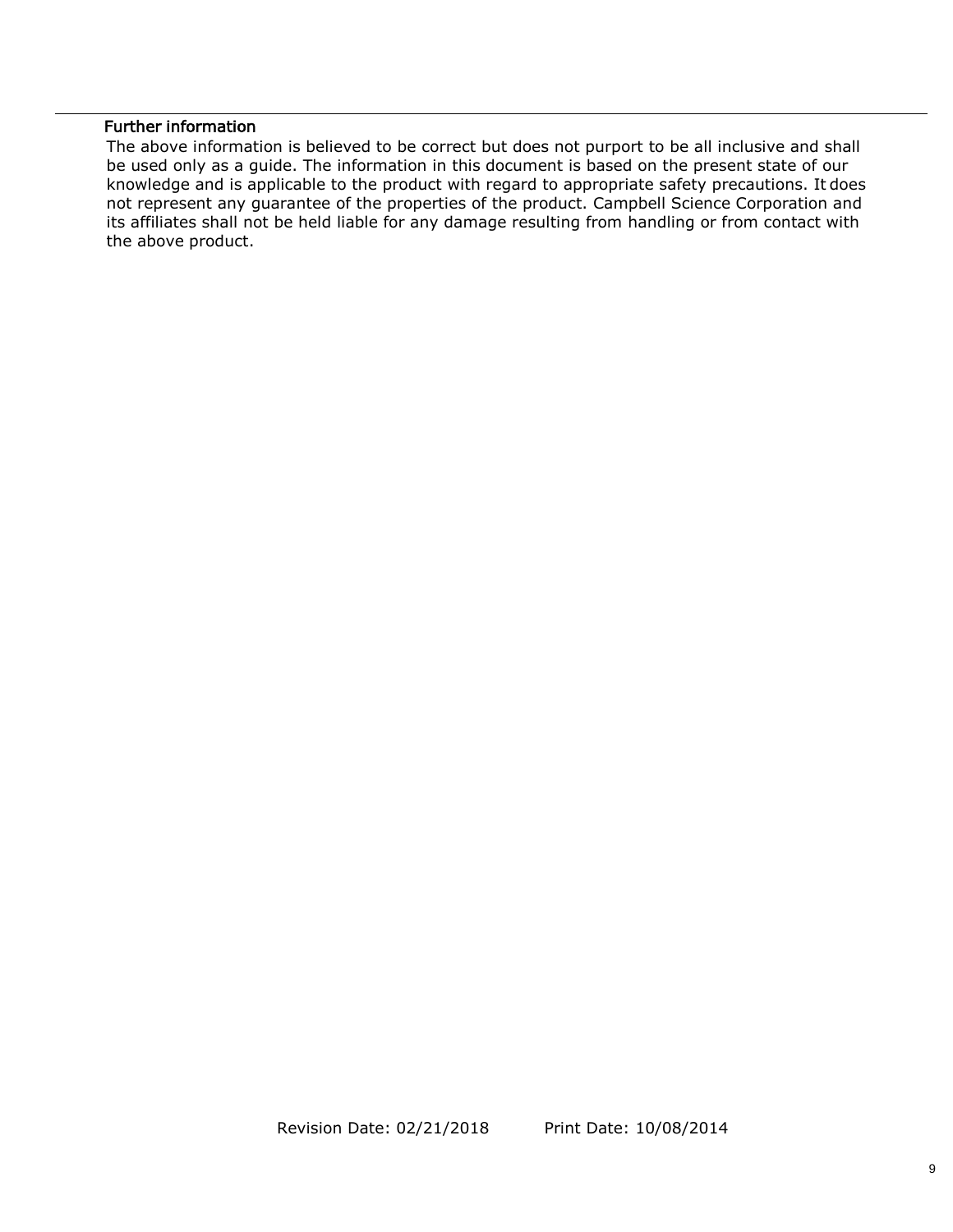## Further information

The above information is believed to be correct but does not purport to be all inclusive and shall be used only as a guide. The information in this document is based on the present state of our knowledge and is applicable to the product with regard to appropriate safety precautions. It does not represent any guarantee of the properties of the product. Campbell Science Corporation and its affiliates shall not be held liable for any damage resulting from handling or from contact with the above product.

Revision Date: 02/21/2018 Print Date: 10/08/2014